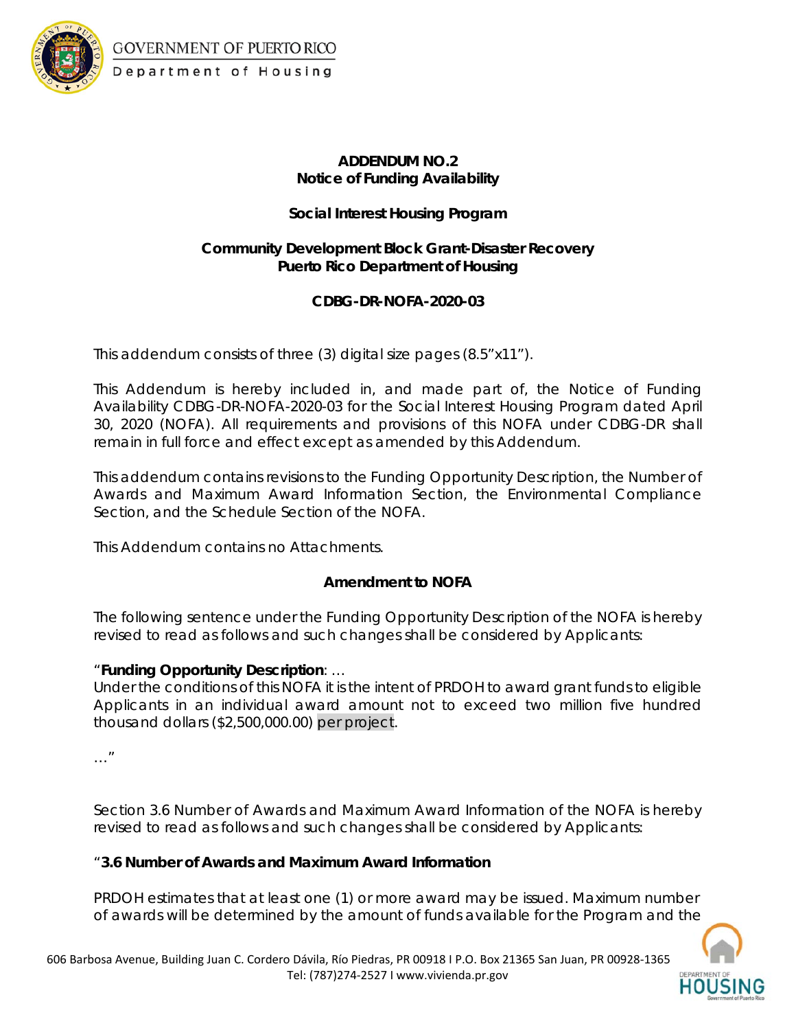**ADDENDUM NO.2**
**Notice of Funding Availability**

**Social Interest Housing Program**

**Community Development Block Grant-Disaster Recovery**
**Puerto Rico Department of Housing**

**CDBG-DR-NOFA-2020-03**

This addendum consists of three (3) digital size pages (8.5"x11").

This Addendum is hereby included in, and made part of, the Notice of Funding Availability CDBG-DR-NOFA-2020-03 for the Social Interest Housing Program dated April 30, 2020 (NOFA). All requirements and provisions of this NOFA under CDBG-DR shall remain in full force and effect except as amended by this Addendum.

This addendum contains revisions to the Funding Opportunity Description, the Number of Awards and Maximum Award Information Section, the Environmental Compliance Section, and the Schedule Section of the NOFA.

This Addendum contains no Attachments.

**Amendment to NOFA**

The following sentence under the Funding Opportunity Description of the NOFA is hereby revised to read as follows and such changes shall be considered by Applicants:

"**Funding Opportunity Description**: …
Under the conditions of this NOFA it is the intent of PRDOH to award grant funds to eligible Applicants in an individual award amount not to exceed two million five hundred thousand dollars ($2,500,000.00) per project.

…"

Section 3.6 Number of Awards and Maximum Award Information of the NOFA is hereby revised to read as follows and such changes shall be considered by Applicants:

"**3.6 Number of Awards and Maximum Award Information**

PRDOH estimates that at least one (1) or more award may be issued. Maximum number of awards will be determined by the amount of funds available for the Program and the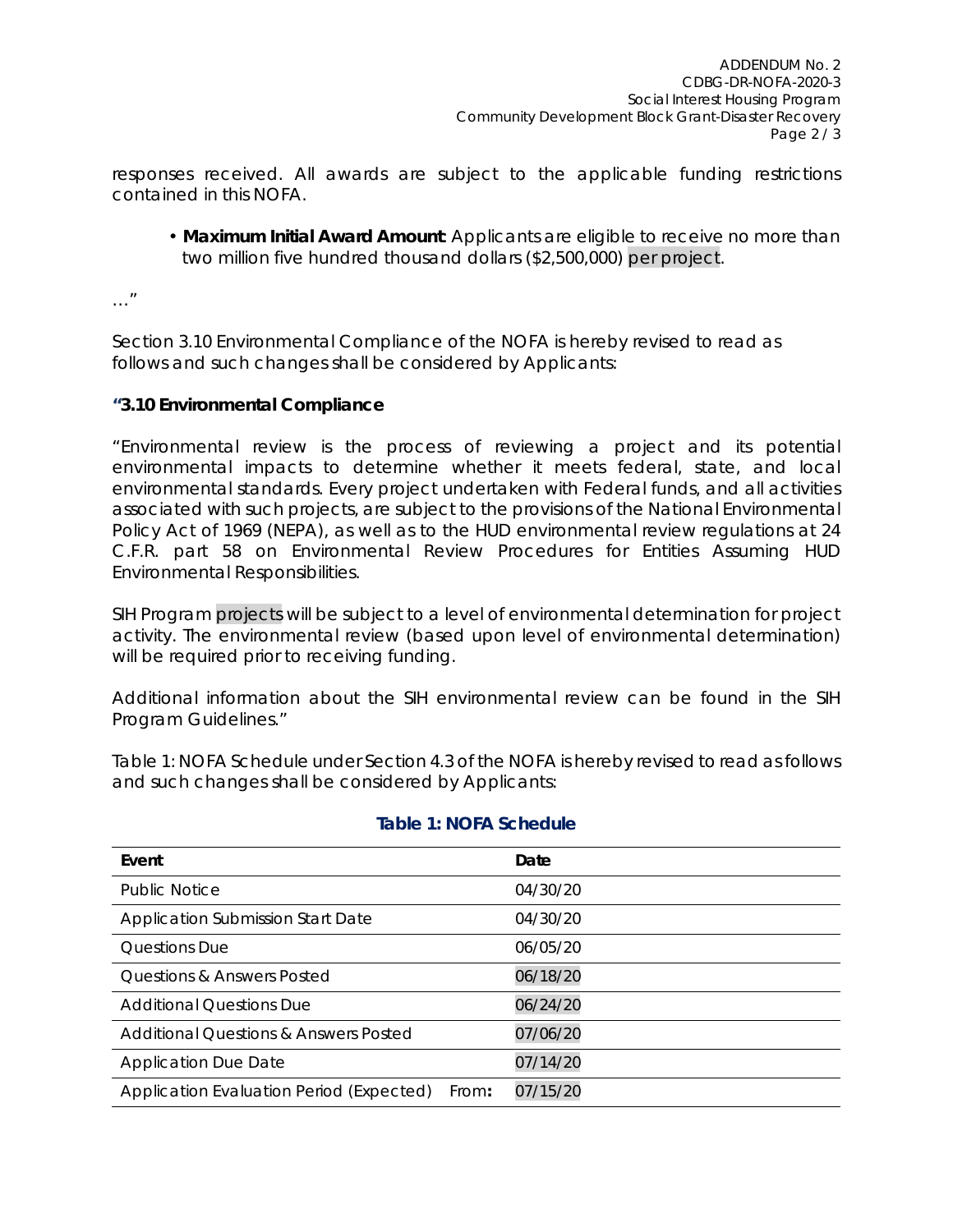responses received. All awards are subject to the applicable funding restrictions contained in this NOFA.

- **Maximum Initial Award Amount**: Applicants are eligible to receive no more than two million five hundred thousand dollars ($2,500,000) per project.

…"

Section 3.10 Environmental Compliance of the NOFA is hereby revised to read as follows and such changes shall be considered by Applicants:

**"3.10 Environmental Compliance**

"Environmental review is the process of reviewing a project and its potential environmental impacts to determine whether it meets federal, state, and local environmental standards. Every project undertaken with Federal funds, and all activities associated with such projects, are subject to the provisions of the National Environmental Policy Act of 1969 (NEPA), as well as to the HUD environmental review regulations at 24 C.F.R. part 58 on Environmental Review Procedures for Entities Assuming HUD Environmental Responsibilities.

SIH Program projects will be subject to a level of environmental determination for project activity. The environmental review (based upon level of environmental determination) will be required prior to receiving funding.

Additional information about the SIH environmental review can be found in the SIH Program Guidelines."

Table 1: NOFA Schedule under Section 4.3 of the NOFA is hereby revised to read as follows and such changes shall be considered by Applicants:

**Table 1: NOFA Schedule**

| Event | | Date |
|---|---|---|
| Public Notice | | 04/30/20 |
| Application Submission Start Date | | 04/30/20 |
| Questions Due | | 06/05/20 |
| Questions & Answers Posted | | 06/18/20 |
| Additional Questions Due | | 06/24/20 |
| Additional Questions & Answers Posted | | 07/06/20 |
| Application Due Date | | 07/14/20 |
| Application Evaluation Period (Expected) | From: | 07/15/20 |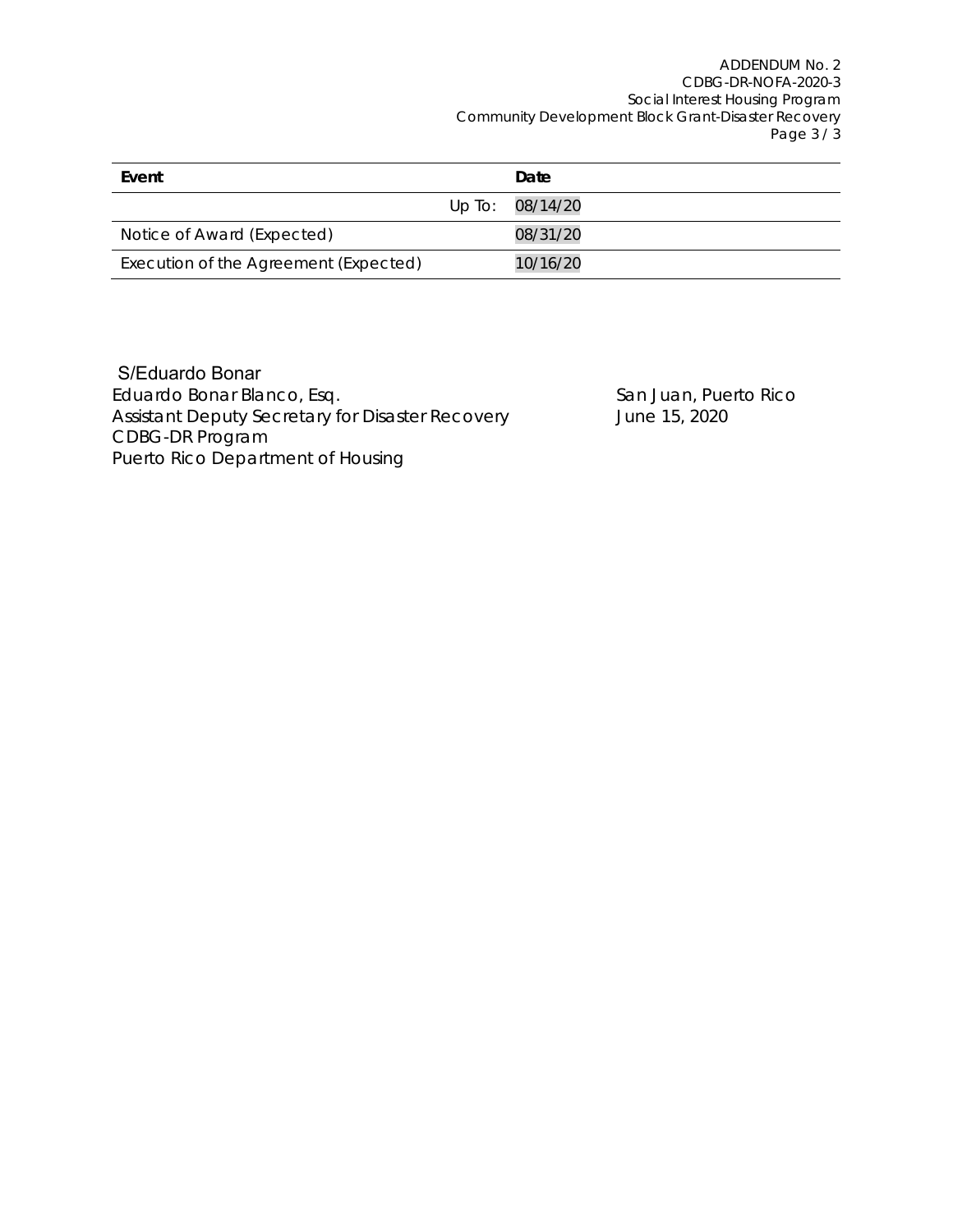| Event | Date |
| --- | --- |
| Up To: | 08/14/20 |
| Notice of Award (Expected) | 08/31/20 |
| Execution of the Agreement (Expected) | 10/16/20 |

S/Eduardo Bonar
Eduardo Bonar Blanco, Esq.
Assistant Deputy Secretary for Disaster Recovery
CDBG-DR Program
Puerto Rico Department of Housing

San Juan, Puerto Rico
June 15, 2020